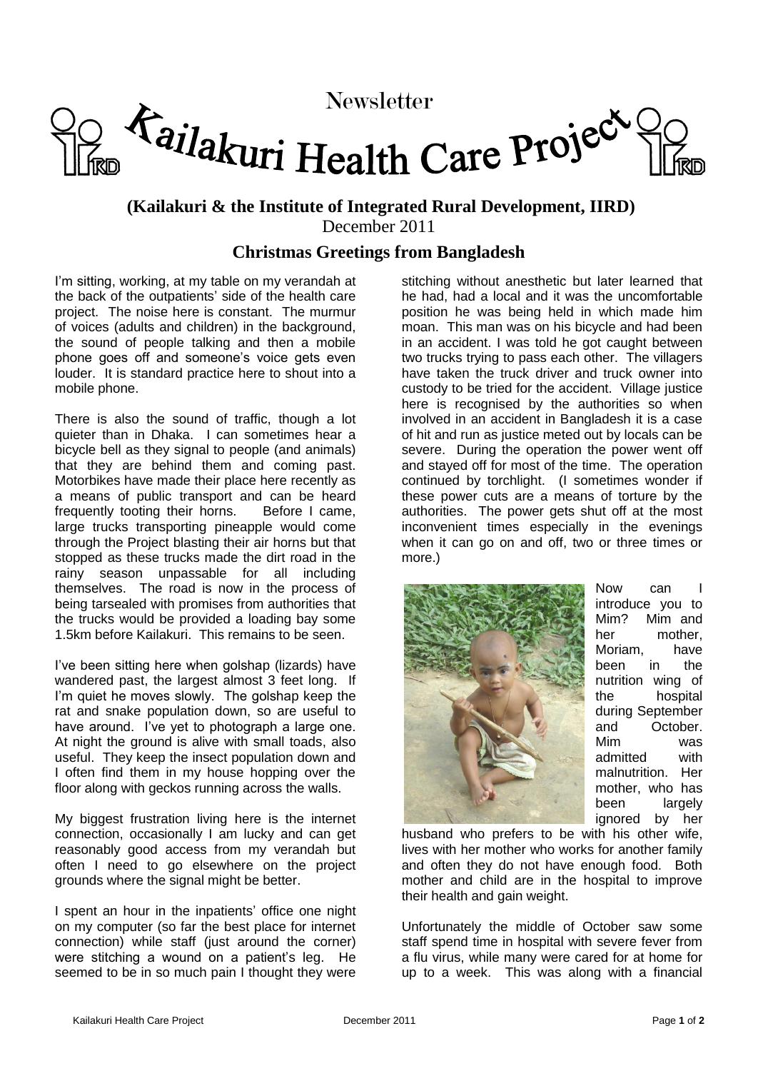# Newsletter

# Kailakuri Health Care Project

**(Kailakuri & the Institute of Integrated Rural Development, IIRD)**

December 2011

## Christmas Greetings from Bangladesh

I'm sitting, working, at my table on my verandah at the back of the outpatients' side of the health care project. The noise here is constant. The murmur of voices (adults and children) in the background, the sound of people talking and then a mobile phone goes off and someone's voice gets even louder. It is standard practice here to shout into a mobile phone.

There is also the sound of traffic, though a lot quieter than in Dhaka. I can sometimes hear a bicycle bell as they signal to people (and animals) that they are behind them and coming past. Motorbikes have made their place here recently as a means of public transport and can be heard frequently tooting their horns. Before I came, large trucks transporting pineapple would come through the Project blasting their air horns but that stopped as these trucks made the dirt road in the rainy season unpassable for all including themselves. The road is now in the process of being tarsealed with promises from authorities that the trucks would be provided a loading bay some 1.5km before Kailakuri. This remains to be seen.

I've been sitting here when golshap (lizards) have wandered past, the largest almost 3 feet long. If I'm quiet he moves slowly. The golshap keep the rat and snake population down, so are useful to have around. I've yet to photograph a large one. At night the ground is alive with small toads, also useful. They keep the insect population down and I often find them in my house hopping over the floor along with geckos running across the walls.

My biggest frustration living here is the internet connection, occasionally I am lucky and can get reasonably good access from my verandah but often I need to go elsewhere on the project grounds where the signal might be better.

I spent an hour in the inpatients' office one night on my computer (so far the best place for internet connection) while staff (just around the corner) were stitching a wound on a patient's leg. He seemed to be in so much pain I thought they were stitching without anesthetic but later learned that he had, had a local and it was the uncomfortable position he was being held in which made him moan. This man was on his bicycle and had been in an accident. I was told he got caught between two trucks trying to pass each other. The villagers have taken the truck driver and truck owner into custody to be tried for the accident. Village justice here is recognised by the authorities so when involved in an accident in Bangladesh it is a case of hit and run as justice meted out by locals can be severe. During the operation the power went off and stayed off for most of the time. The operation continued by torchlight. (I sometimes wonder if these power cuts are a means of torture by the authorities. The power gets shut off at the most inconvenient times especially in the evenings when it can go on and off, two or three times or more.)

Now can I introduce you to Mim? Mim and her mother, Moriam, have been in the nutrition wing of the hospital during September and October. Mim was admitted with malnutrition. Her mother, who has been largely ignored by her husband who prefers to be with his other wife, lives with her mother who works for another family and often they do not have enough food. Both mother and child are in the hospital to improve their health and gain weight.

Unfortunately the middle of October saw some staff spend time in hospital with severe fever from a flu virus, while many were cared for at home for up to a week. This was along with a financial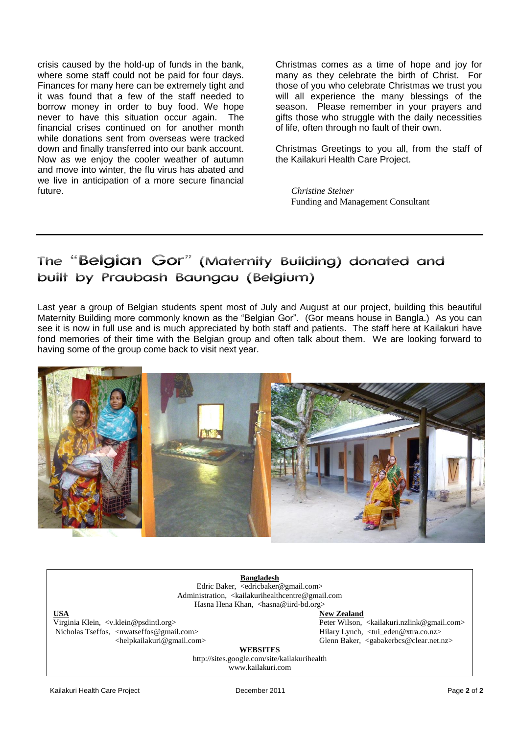crisis caused by the hold-up of funds in the bank, where some staff could not be paid for four days. Finances for many here can be extremely tight and it was found that a few of the staff needed to borrow money in order to buy food. We hope never to have this situation occur again. The financial crises continued on for another month while donations sent from overseas were tracked down and finally transferred into our bank account. Now as we enjoy the cooler weather of autumn and move into winter, the flu virus has abated and we live in anticipation of a more secure financial future.

Christmas comes as a time of hope and joy for many as they celebrate the birth of Christ. For those of you who celebrate Christmas we trust you will all experience the many blessings of the season. Please remember in your prayers and gifts those who struggle with the daily necessities of life, often through no fault of their own.

Christmas Greetings to you all, from the staff of the Kailakuri Health Care Project.

*Christine Steiner*
Funding and Management Consultant

---

## The "Belgian Gor" (Maternity Building) donated and built by Praubash Baungau (Belgium)

Last year a group of Belgian students spent most of July and August at our project, building this beautiful Maternity Building more commonly known as the "Belgian Gor". (Gor means house in Bangla.) As you can see it is now in full use and is much appreciated by both staff and patients. The staff here at Kailakuri have fond memories of their time with the Belgian group and often talk about them. We are looking forward to having some of the group come back to visit next year.

**Bangladesh**
Edric Baker, <edricbaker@gmail.com>
Administration, <kailakurihealthcentre@gmail.com
Hasna Hena Khan, <hasna@iird-bd.org>

**USA**
Virginia Klein, <v.klein@psdintl.org>
Nicholas Tseffos, <nwatseffos@gmail.com>
<helpkailakuri@gmail.com>

**New Zealand**
Peter Wilson, <kailakuri.nzlink@gmail.com>
Hilary Lynch, <tui_eden@xtra.co.nz>
Glenn Baker, <gabakerbcs@clear.net.nz>

**WEBSITES**
http://sites.google.com/site/kailakurihealth
www.kailakuri.com